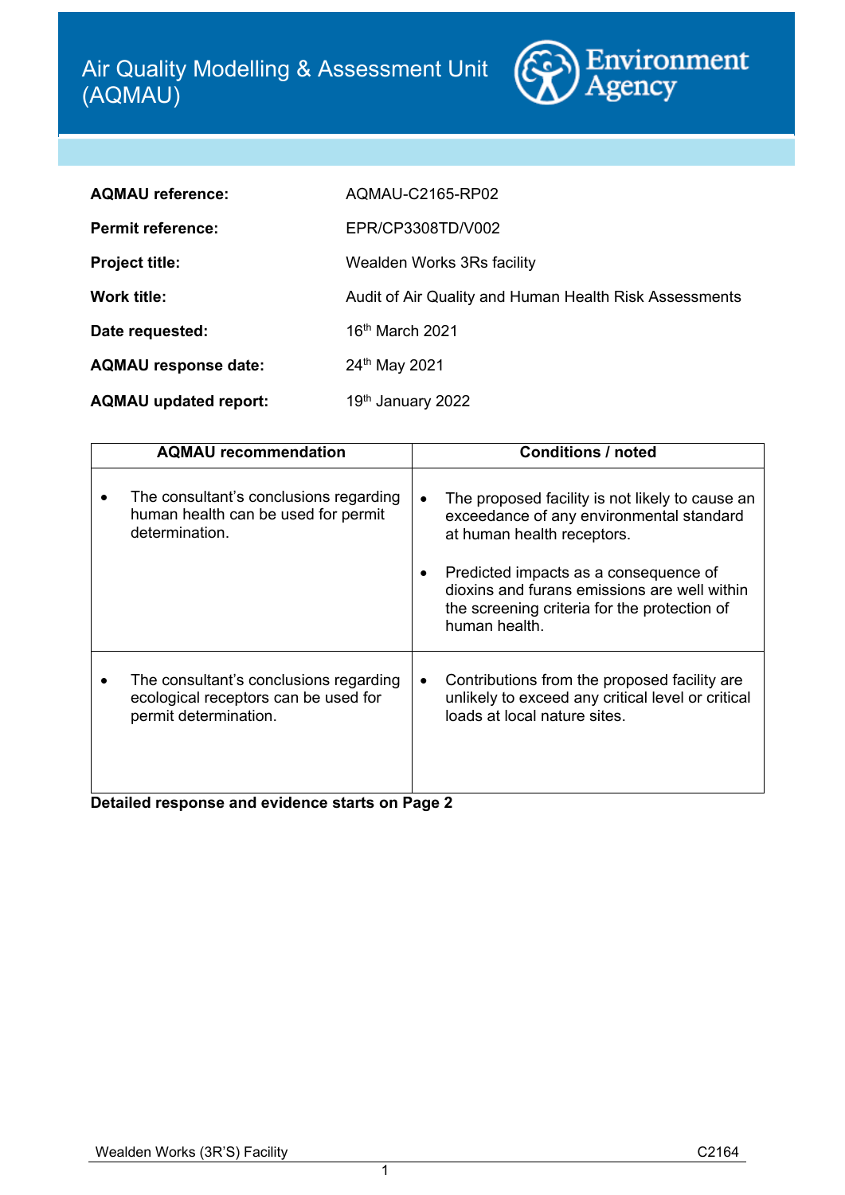# Air Quality Modelling & Assessment Unit (AQMAU)

Environment Agency

| | |
|---|---|
| **AQMAU reference:** | AQMAU-C2165-RP02 |
| **Permit reference:** | EPR/CP3308TD/V002 |
| **Project title:** | Wealden Works 3Rs facility |
| **Work title:** | Audit of Air Quality and Human Health Risk Assessments |
| **Date requested:** | 16th March 2021 |
| **AQMAU response date:** | 24th May 2021 |
| **AQMAU updated report:** | 19th January 2022 |

| AQMAU recommendation | Conditions / noted |
|---|---|
| • The consultant's conclusions regarding human health can be used for permit determination. | • The proposed facility is not likely to cause an exceedance of any environmental standard at human health receptors. <br> • Predicted impacts as a consequence of dioxins and furans emissions are well within the screening criteria for the protection of human health. |
| • The consultant's conclusions regarding ecological receptors can be used for permit determination. | • Contributions from the proposed facility are unlikely to exceed any critical level or critical loads at local nature sites. |

**Detailed response and evidence starts on Page 2**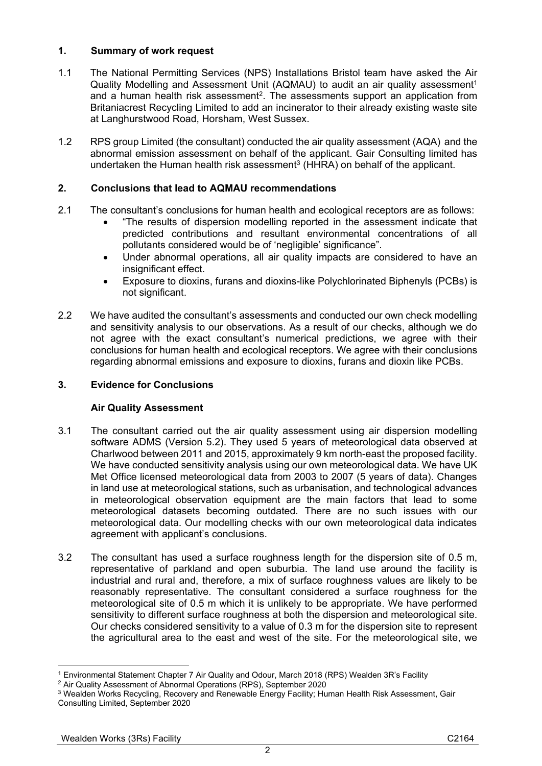## 1. Summary of work request

1.1 The National Permitting Services (NPS) Installations Bristol team have asked the Air Quality Modelling and Assessment Unit (AQMAU) to audit an air quality assessment[1] and a human health risk assessment[2]. The assessments support an application from Britaniacrest Recycling Limited to add an incinerator to their already existing waste site at Langhurstwood Road, Horsham, West Sussex.

1.2 RPS group Limited (the consultant) conducted the air quality assessment (AQA) and the abnormal emission assessment on behalf of the applicant. Gair Consulting limited has undertaken the Human health risk assessment[3] (HHRA) on behalf of the applicant.

## 2. Conclusions that lead to AQMAU recommendations

2.1 The consultant's conclusions for human health and ecological receptors are as follows:

- "The results of dispersion modelling reported in the assessment indicate that predicted contributions and resultant environmental concentrations of all pollutants considered would be of 'negligible' significance".
- Under abnormal operations, all air quality impacts are considered to have an insignificant effect.
- Exposure to dioxins, furans and dioxins-like Polychlorinated Biphenyls (PCBs) is not significant.

2.2 We have audited the consultant's assessments and conducted our own check modelling and sensitivity analysis to our observations. As a result of our checks, although we do not agree with the exact consultant's numerical predictions, we agree with their conclusions for human health and ecological receptors. We agree with their conclusions regarding abnormal emissions and exposure to dioxins, furans and dioxin like PCBs.

## 3. Evidence for Conclusions

### Air Quality Assessment

3.1 The consultant carried out the air quality assessment using air dispersion modelling software ADMS (Version 5.2). They used 5 years of meteorological data observed at Charlwood between 2011 and 2015, approximately 9 km north-east the proposed facility. We have conducted sensitivity analysis using our own meteorological data. We have UK Met Office licensed meteorological data from 2003 to 2007 (5 years of data). Changes in land use at meteorological stations, such as urbanisation, and technological advances in meteorological observation equipment are the main factors that lead to some meteorological datasets becoming outdated. There are no such issues with our meteorological data. Our modelling checks with our own meteorological data indicates agreement with applicant's conclusions.

3.2 The consultant has used a surface roughness length for the dispersion site of 0.5 m, representative of parkland and open suburbia. The land use around the facility is industrial and rural and, therefore, a mix of surface roughness values are likely to be reasonably representative. The consultant considered a surface roughness for the meteorological site of 0.5 m which it is unlikely to be appropriate. We have performed sensitivity to different surface roughness at both the dispersion and meteorological site. Our checks considered sensitivity to a value of 0.3 m for the dispersion site to represent the agricultural area to the east and west of the site. For the meteorological site, we

---

[1] Environmental Statement Chapter 7 Air Quality and Odour, March 2018 (RPS) Wealden 3R's Facility

[2] Air Quality Assessment of Abnormal Operations (RPS), September 2020

[3] Wealden Works Recycling, Recovery and Renewable Energy Facility; Human Health Risk Assessment, Gair Consulting Limited, September 2020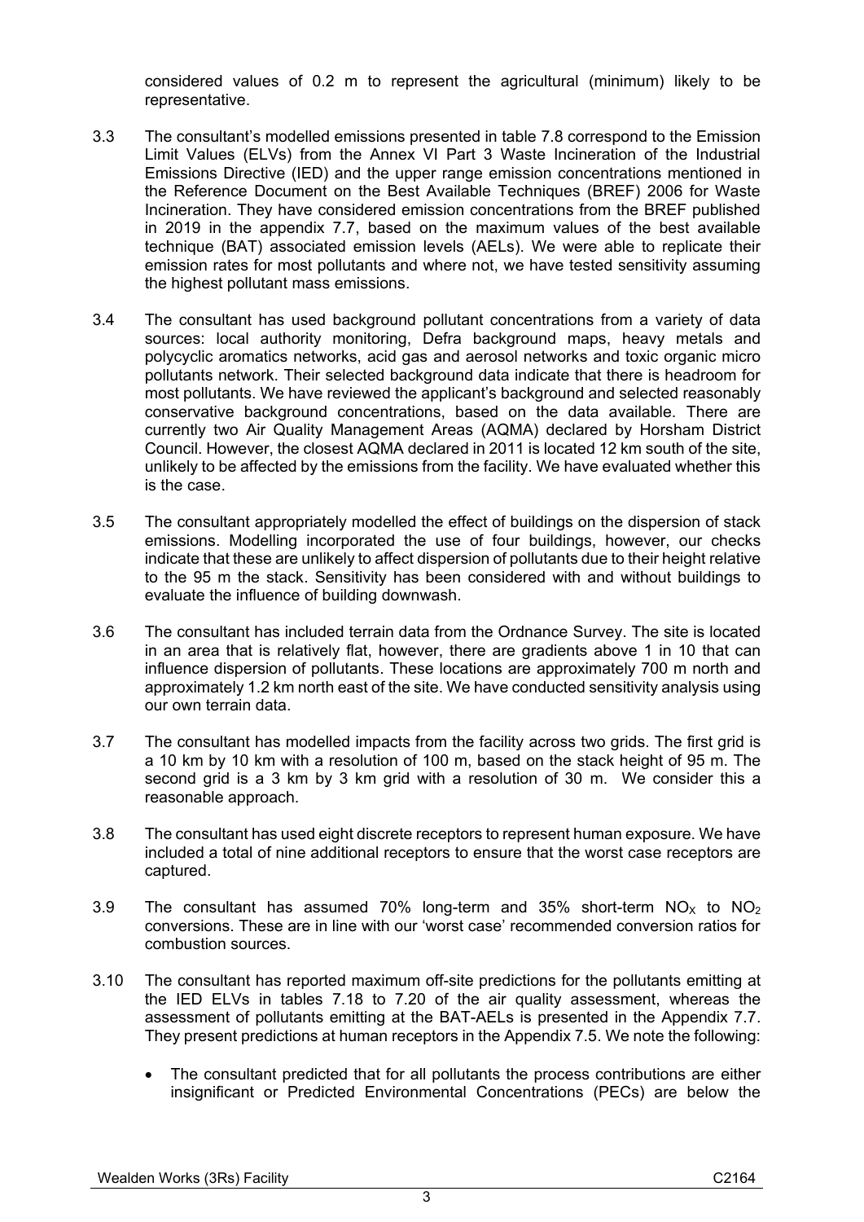considered values of 0.2 m to represent the agricultural (minimum) likely to be representative.

3.3 The consultant's modelled emissions presented in table 7.8 correspond to the Emission Limit Values (ELVs) from the Annex VI Part 3 Waste Incineration of the Industrial Emissions Directive (IED) and the upper range emission concentrations mentioned in the Reference Document on the Best Available Techniques (BREF) 2006 for Waste Incineration. They have considered emission concentrations from the BREF published in 2019 in the appendix 7.7, based on the maximum values of the best available technique (BAT) associated emission levels (AELs). We were able to replicate their emission rates for most pollutants and where not, we have tested sensitivity assuming the highest pollutant mass emissions.

3.4 The consultant has used background pollutant concentrations from a variety of data sources: local authority monitoring, Defra background maps, heavy metals and polycyclic aromatics networks, acid gas and aerosol networks and toxic organic micro pollutants network. Their selected background data indicate that there is headroom for most pollutants. We have reviewed the applicant's background and selected reasonably conservative background concentrations, based on the data available. There are currently two Air Quality Management Areas (AQMA) declared by Horsham District Council. However, the closest AQMA declared in 2011 is located 12 km south of the site, unlikely to be affected by the emissions from the facility. We have evaluated whether this is the case.

3.5 The consultant appropriately modelled the effect of buildings on the dispersion of stack emissions. Modelling incorporated the use of four buildings, however, our checks indicate that these are unlikely to affect dispersion of pollutants due to their height relative to the 95 m the stack. Sensitivity has been considered with and without buildings to evaluate the influence of building downwash.

3.6 The consultant has included terrain data from the Ordnance Survey. The site is located in an area that is relatively flat, however, there are gradients above 1 in 10 that can influence dispersion of pollutants. These locations are approximately 700 m north and approximately 1.2 km north east of the site. We have conducted sensitivity analysis using our own terrain data.

3.7 The consultant has modelled impacts from the facility across two grids. The first grid is a 10 km by 10 km with a resolution of 100 m, based on the stack height of 95 m. The second grid is a 3 km by 3 km grid with a resolution of 30 m. We consider this a reasonable approach.

3.8 The consultant has used eight discrete receptors to represent human exposure. We have included a total of nine additional receptors to ensure that the worst case receptors are captured.

3.9 The consultant has assumed 70% long-term and 35% short-term $NO_X$ to $NO_2$ conversions. These are in line with our 'worst case' recommended conversion ratios for combustion sources.

3.10 The consultant has reported maximum off-site predictions for the pollutants emitting at the IED ELVs in tables 7.18 to 7.20 of the air quality assessment, whereas the assessment of pollutants emitting at the BAT-AELs is presented in the Appendix 7.7. They present predictions at human receptors in the Appendix 7.5. We note the following:

- The consultant predicted that for all pollutants the process contributions are either insignificant or Predicted Environmental Concentrations (PECs) are below the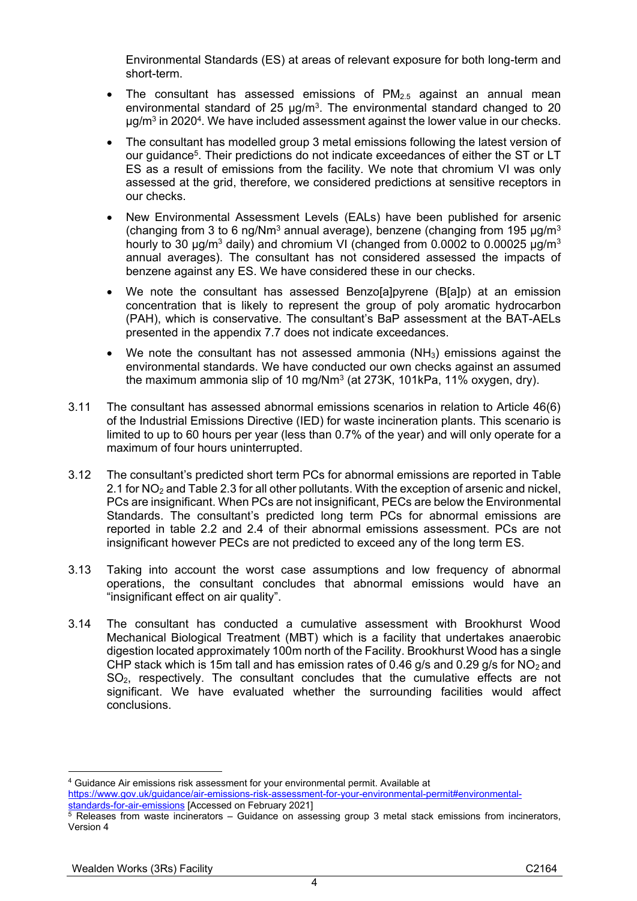Environmental Standards (ES) at areas of relevant exposure for both long-term and short-term.

- The consultant has assessed emissions of $PM_{2.5}$ against an annual mean environmental standard of 25 µg/m$^3$. The environmental standard changed to 20 µg/m$^3$ in 2020[4]. We have included assessment against the lower value in our checks.
- The consultant has modelled group 3 metal emissions following the latest version of our guidance[5]. Their predictions do not indicate exceedances of either the ST or LT ES as a result of emissions from the facility. We note that chromium VI was only assessed at the grid, therefore, we considered predictions at sensitive receptors in our checks.
- New Environmental Assessment Levels (EALs) have been published for arsenic (changing from 3 to 6 ng/Nm$^3$ annual average), benzene (changing from 195 µg/m$^3$ hourly to 30 µg/m$^3$ daily) and chromium VI (changed from 0.0002 to 0.00025 µg/m$^3$ annual averages). The consultant has not considered assessed the impacts of benzene against any ES. We have considered these in our checks.
- We note the consultant has assessed Benzo[a]pyrene (B[a]p) at an emission concentration that is likely to represent the group of poly aromatic hydrocarbon (PAH), which is conservative. The consultant's BaP assessment at the BAT-AELs presented in the appendix 7.7 does not indicate exceedances.
- We note the consultant has not assessed ammonia ($NH_3$) emissions against the environmental standards. We have conducted our own checks against an assumed the maximum ammonia slip of 10 mg/Nm$^3$ (at 273K, 101kPa, 11% oxygen, dry).

3.11 The consultant has assessed abnormal emissions scenarios in relation to Article 46(6) of the Industrial Emissions Directive (IED) for waste incineration plants. This scenario is limited to up to 60 hours per year (less than 0.7% of the year) and will only operate for a maximum of four hours uninterrupted.

3.12 The consultant's predicted short term PCs for abnormal emissions are reported in Table 2.1 for $NO_2$ and Table 2.3 for all other pollutants. With the exception of arsenic and nickel, PCs are insignificant. When PCs are not insignificant, PECs are below the Environmental Standards. The consultant's predicted long term PCs for abnormal emissions are reported in table 2.2 and 2.4 of their abnormal emissions assessment. PCs are not insignificant however PECs are not predicted to exceed any of the long term ES.

3.13 Taking into account the worst case assumptions and low frequency of abnormal operations, the consultant concludes that abnormal emissions would have an "insignificant effect on air quality".

3.14 The consultant has conducted a cumulative assessment with Brookhurst Wood Mechanical Biological Treatment (MBT) which is a facility that undertakes anaerobic digestion located approximately 100m north of the Facility. Brookhurst Wood has a single CHP stack which is 15m tall and has emission rates of 0.46 g/s and 0.29 g/s for $NO_2$ and $SO_2$, respectively. The consultant concludes that the cumulative effects are not significant. We have evaluated whether the surrounding facilities would affect conclusions.

---

[4] Guidance Air emissions risk assessment for your environmental permit. Available at https://www.gov.uk/guidance/air-emissions-risk-assessment-for-your-environmental-permit#environmental-standards-for-air-emissions [Accessed on February 2021]

[5] Releases from waste incinerators – Guidance on assessing group 3 metal stack emissions from incinerators, Version 4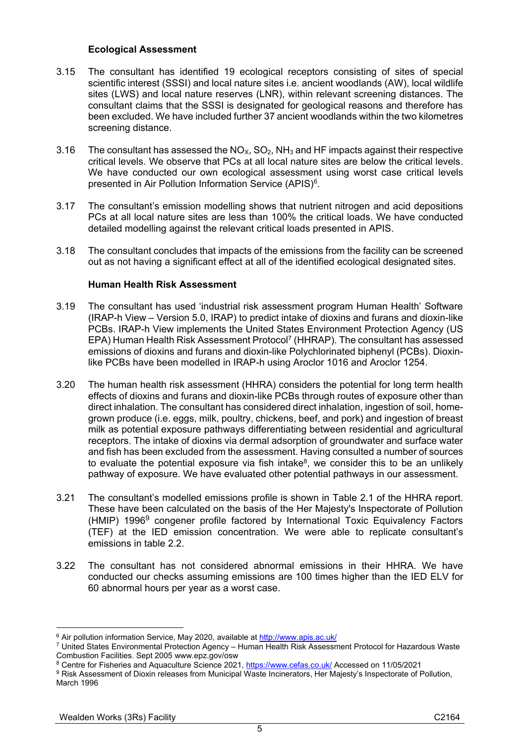### Ecological Assessment

3.15 The consultant has identified 19 ecological receptors consisting of sites of special scientific interest (SSSI) and local nature sites i.e. ancient woodlands (AW), local wildlife sites (LWS) and local nature reserves (LNR), within relevant screening distances. The consultant claims that the SSSI is designated for geological reasons and therefore has been excluded. We have included further 37 ancient woodlands within the two kilometres screening distance.

3.16 The consultant has assessed the $NO_X$, $SO_2$, $NH_3$ and HF impacts against their respective critical levels. We observe that PCs at all local nature sites are below the critical levels. We have conducted our own ecological assessment using worst case critical levels presented in Air Pollution Information Service (APIS)[6].

3.17 The consultant's emission modelling shows that nutrient nitrogen and acid depositions PCs at all local nature sites are less than 100% the critical loads. We have conducted detailed modelling against the relevant critical loads presented in APIS.

3.18 The consultant concludes that impacts of the emissions from the facility can be screened out as not having a significant effect at all of the identified ecological designated sites.

### Human Health Risk Assessment

3.19 The consultant has used 'industrial risk assessment program Human Health' Software (IRAP-h View – Version 5.0, IRAP) to predict intake of dioxins and furans and dioxin-like PCBs. IRAP-h View implements the United States Environment Protection Agency (US EPA) Human Health Risk Assessment Protocol[7] (HHRAP). The consultant has assessed emissions of dioxins and furans and dioxin-like Polychlorinated biphenyl (PCBs). Dioxin-like PCBs have been modelled in IRAP-h using Aroclor 1016 and Aroclor 1254.

3.20 The human health risk assessment (HHRA) considers the potential for long term health effects of dioxins and furans and dioxin-like PCBs through routes of exposure other than direct inhalation. The consultant has considered direct inhalation, ingestion of soil, home-grown produce (i.e. eggs, milk, poultry, chickens, beef, and pork) and ingestion of breast milk as potential exposure pathways differentiating between residential and agricultural receptors. The intake of dioxins via dermal adsorption of groundwater and surface water and fish has been excluded from the assessment. Having consulted a number of sources to evaluate the potential exposure via fish intake[8], we consider this to be an unlikely pathway of exposure. We have evaluated other potential pathways in our assessment.

3.21 The consultant's modelled emissions profile is shown in Table 2.1 of the HHRA report. These have been calculated on the basis of the Her Majesty's Inspectorate of Pollution (HMIP) 1996[9] congener profile factored by International Toxic Equivalency Factors (TEF) at the IED emission concentration. We were able to replicate consultant's emissions in table 2.2.

3.22 The consultant has not considered abnormal emissions in their HHRA. We have conducted our checks assuming emissions are 100 times higher than the IED ELV for 60 abnormal hours per year as a worst case.

---

[6] Air pollution information Service, May 2020, available at http://www.apis.ac.uk/

[7] United States Environmental Protection Agency – Human Health Risk Assessment Protocol for Hazardous Waste Combustion Facilities. Sept 2005 www.epz.gov/osw

[8] Centre for Fisheries and Aquaculture Science 2021, https://www.cefas.co.uk/ Accessed on 11/05/2021

[9] Risk Assessment of Dioxin releases from Municipal Waste Incinerators, Her Majesty's Inspectorate of Pollution, March 1996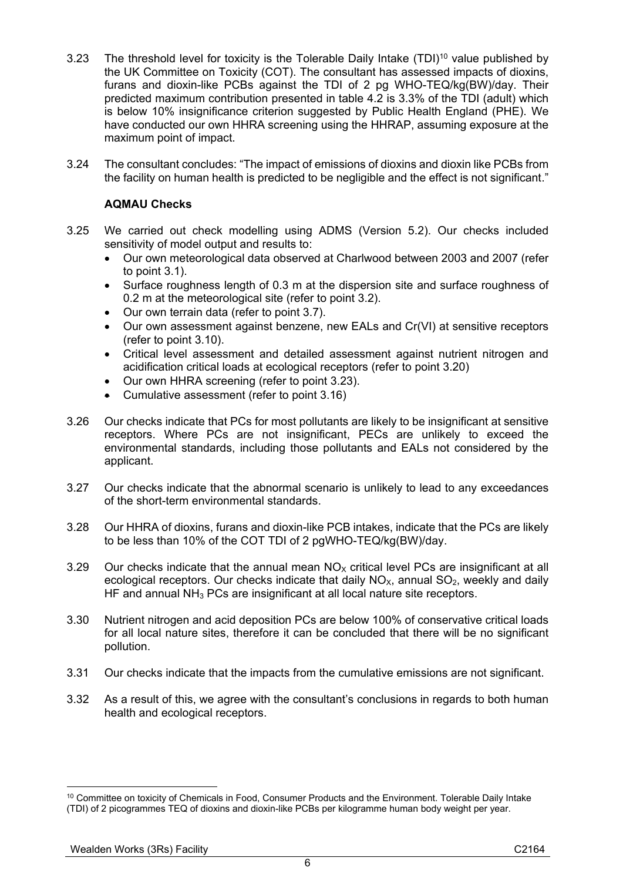3.23 The threshold level for toxicity is the Tolerable Daily Intake (TDI)[10] value published by the UK Committee on Toxicity (COT). The consultant has assessed impacts of dioxins, furans and dioxin-like PCBs against the TDI of 2 pg WHO-TEQ/kg(BW)/day. Their predicted maximum contribution presented in table 4.2 is 3.3% of the TDI (adult) which is below 10% insignificance criterion suggested by Public Health England (PHE). We have conducted our own HHRA screening using the HHRAP, assuming exposure at the maximum point of impact.

3.24 The consultant concludes: "The impact of emissions of dioxins and dioxin like PCBs from the facility on human health is predicted to be negligible and the effect is not significant."

**AQMAU Checks**

3.25 We carried out check modelling using ADMS (Version 5.2). Our checks included sensitivity of model output and results to:

- Our own meteorological data observed at Charlwood between 2003 and 2007 (refer to point 3.1).
- Surface roughness length of 0.3 m at the dispersion site and surface roughness of 0.2 m at the meteorological site (refer to point 3.2).
- Our own terrain data (refer to point 3.7).
- Our own assessment against benzene, new EALs and Cr(VI) at sensitive receptors (refer to point 3.10).
- Critical level assessment and detailed assessment against nutrient nitrogen and acidification critical loads at ecological receptors (refer to point 3.20)
- Our own HHRA screening (refer to point 3.23).
- Cumulative assessment (refer to point 3.16)

3.26 Our checks indicate that PCs for most pollutants are likely to be insignificant at sensitive receptors. Where PCs are not insignificant, PECs are unlikely to exceed the environmental standards, including those pollutants and EALs not considered by the applicant.

3.27 Our checks indicate that the abnormal scenario is unlikely to lead to any exceedances of the short-term environmental standards.

3.28 Our HHRA of dioxins, furans and dioxin-like PCB intakes, indicate that the PCs are likely to be less than 10% of the COT TDI of 2 pgWHO-TEQ/kg(BW)/day.

3.29 Our checks indicate that the annual mean $NO_X$ critical level PCs are insignificant at all ecological receptors. Our checks indicate that daily $NO_X$, annual $SO_2$, weekly and daily HF and annual $NH_3$ PCs are insignificant at all local nature site receptors.

3.30 Nutrient nitrogen and acid deposition PCs are below 100% of conservative critical loads for all local nature sites, therefore it can be concluded that there will be no significant pollution.

3.31 Our checks indicate that the impacts from the cumulative emissions are not significant.

3.32 As a result of this, we agree with the consultant's conclusions in regards to both human health and ecological receptors.

[10] Committee on toxicity of Chemicals in Food, Consumer Products and the Environment. Tolerable Daily Intake (TDI) of 2 picogrammes TEQ of dioxins and dioxin-like PCBs per kilogramme human body weight per year.